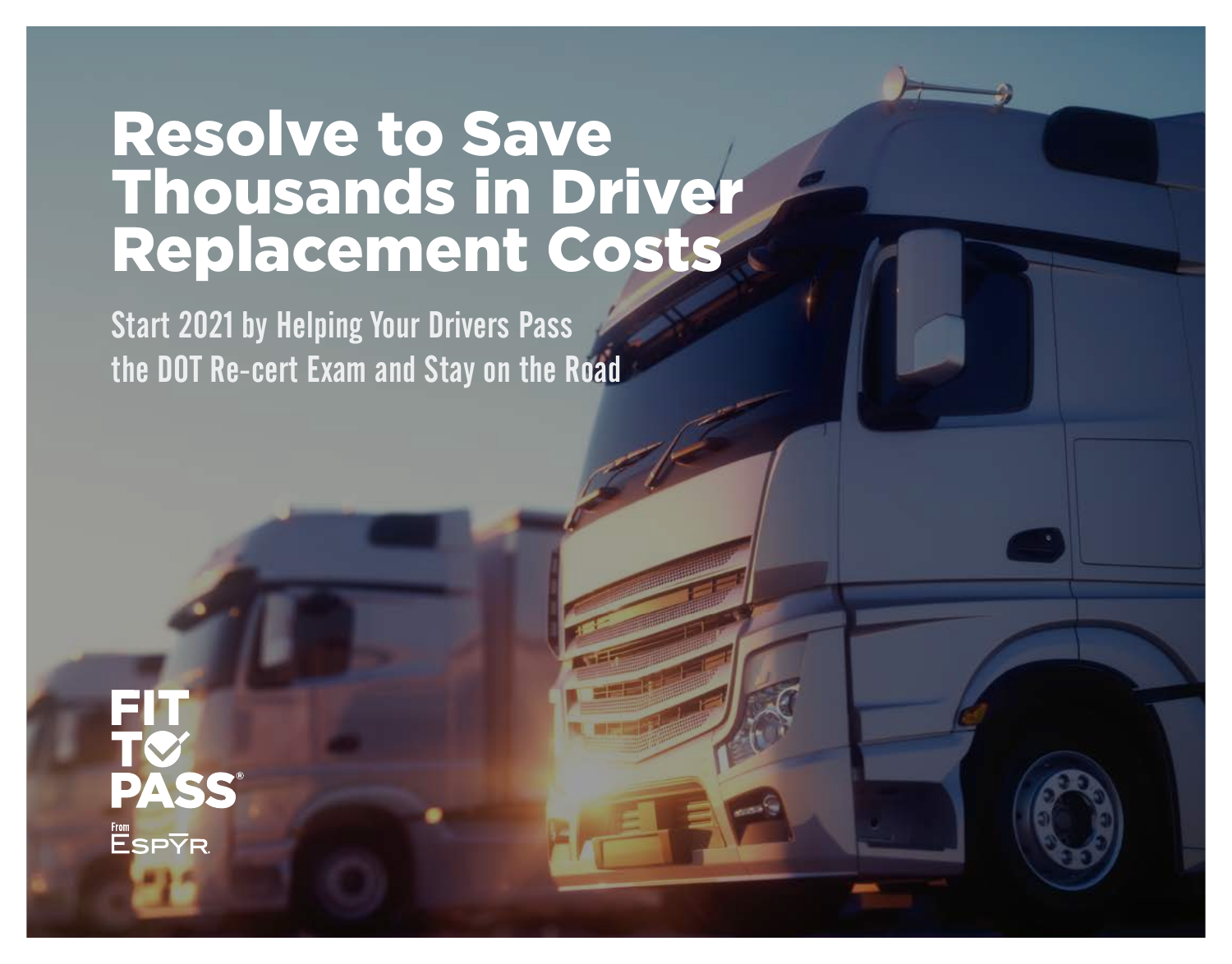# Resolve to Save Thousands in Driver Replacement Costs

## Start 2021 by Helping Your Drivers Pass the DOT Re-cert Exam and Stay on the Road

FIT TO PASS®

From ESPYR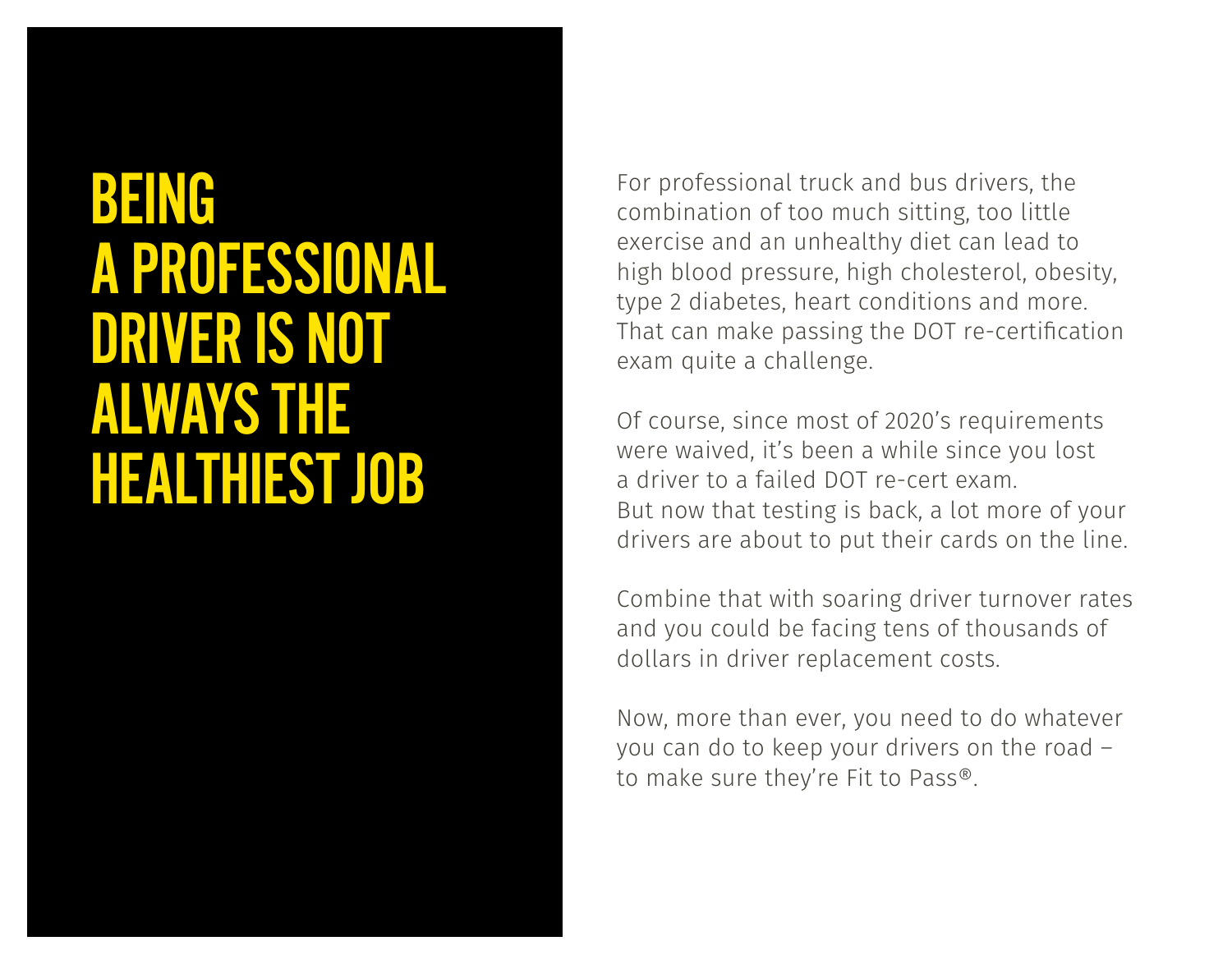# BEING A PROFESSIONAL DRIVER IS NOT ALWAYS THE HEALTHIEST JOB

For professional truck and bus drivers, the combination of too much sitting, too little exercise and an unhealthy diet can lead to high blood pressure, high cholesterol, obesity, type 2 diabetes, heart conditions and more. That can make passing the DOT re-certification exam quite a challenge.

Of course, since most of 2020's requirements were waived, it's been a while since you lost a driver to a failed DOT re-cert exam. But now that testing is back, a lot more of your drivers are about to put their cards on the line.

Combine that with soaring driver turnover rates and you could be facing tens of thousands of dollars in driver replacement costs.

Now, more than ever, you need to do whatever you can do to keep your drivers on the road – to make sure they're Fit to Pass®.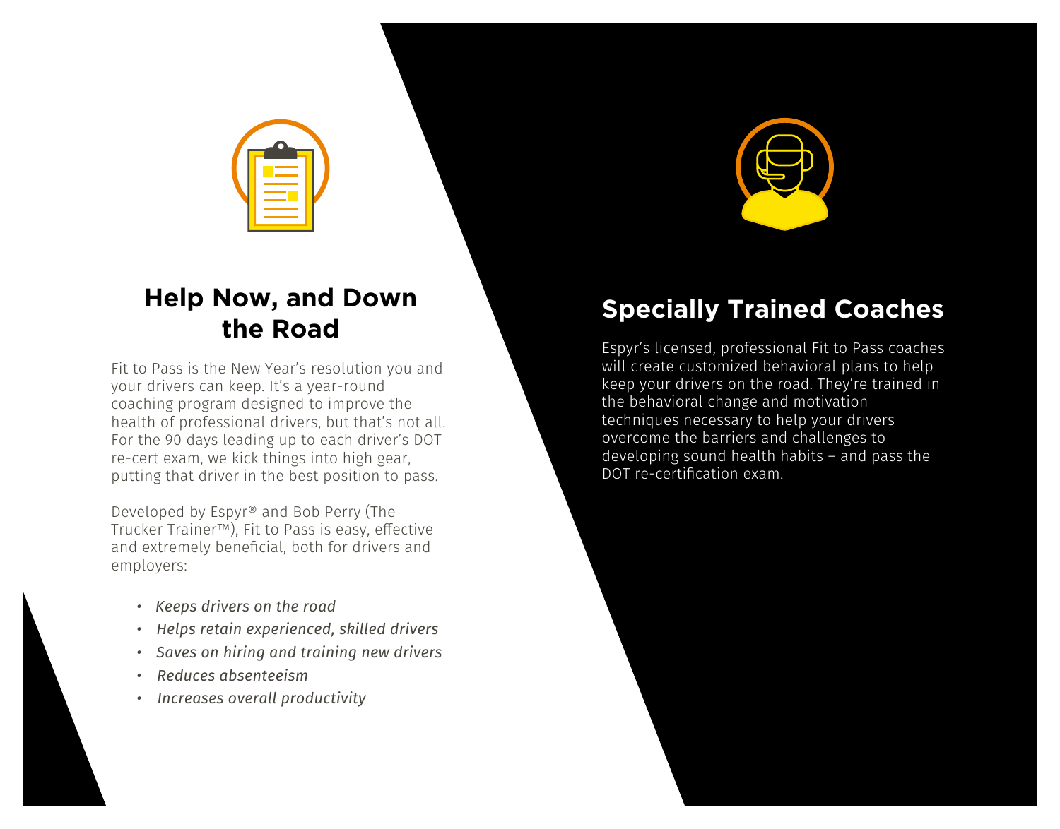## Help Now, and Down the Road

Fit to Pass is the New Year's resolution you and your drivers can keep. It's a year-round coaching program designed to improve the health of professional drivers, but that's not all. For the 90 days leading up to each driver's DOT re-cert exam, we kick things into high gear, putting that driver in the best position to pass.

Developed by Espyr® and Bob Perry (The Trucker Trainer™), Fit to Pass is easy, effective and extremely beneficial, both for drivers and employers:

- *Keeps drivers on the road*
- *Helps retain experienced, skilled drivers*
- *Saves on hiring and training new drivers*
- *Reduces absenteeism*
- *Increases overall productivity*

## Specially Trained Coaches

Espyr's licensed, professional Fit to Pass coaches will create customized behavioral plans to help keep your drivers on the road. They're trained in the behavioral change and motivation techniques necessary to help your drivers overcome the barriers and challenges to developing sound health habits – and pass the DOT re-certification exam.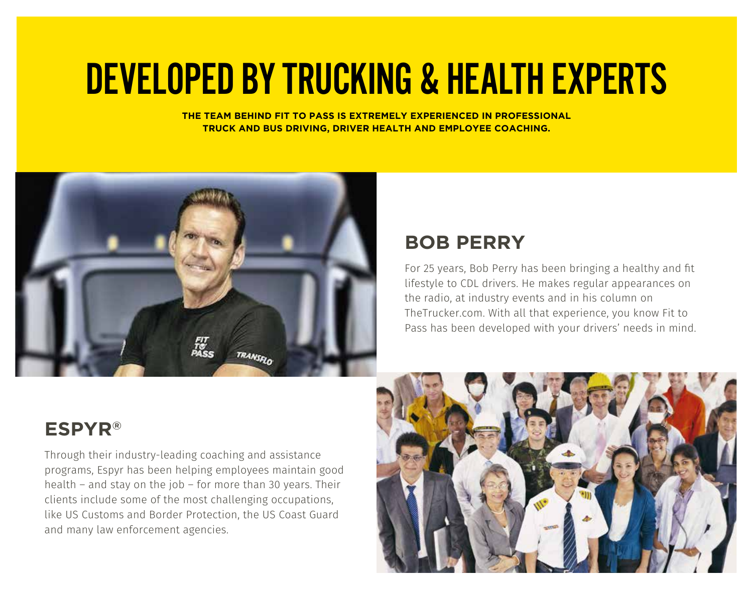# DEVELOPED BY TRUCKING & HEALTH EXPERTS

**THE TEAM BEHIND FIT TO PASS IS EXTREMELY EXPERIENCED IN PROFESSIONAL TRUCK AND BUS DRIVING, DRIVER HEALTH AND EMPLOYEE COACHING.**

## BOB PERRY

For 25 years, Bob Perry has been bringing a healthy and fit lifestyle to CDL drivers. He makes regular appearances on the radio, at industry events and in his column on TheTrucker.com. With all that experience, you know Fit to Pass has been developed with your drivers' needs in mind.

## ESPYR®

Through their industry-leading coaching and assistance programs, Espyr has been helping employees maintain good health – and stay on the job – for more than 30 years. Their clients include some of the most challenging occupations, like US Customs and Border Protection, the US Coast Guard and many law enforcement agencies.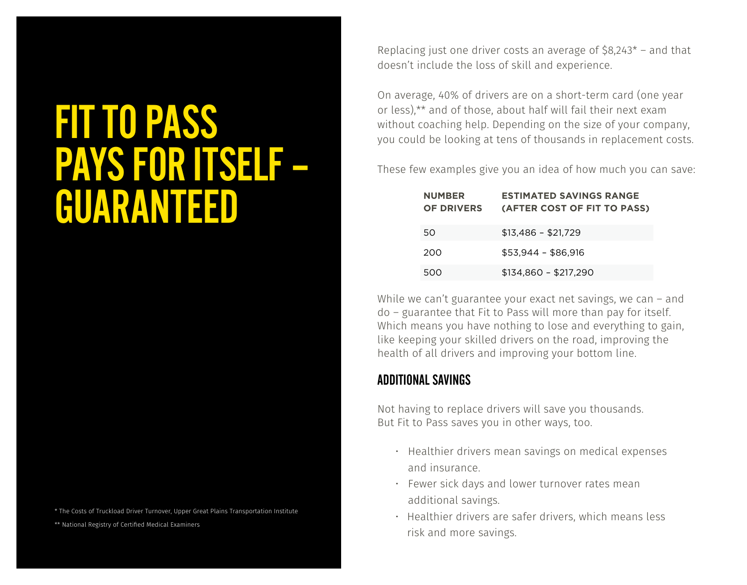# FIT TO PASS PAYS FOR ITSELF – GUARANTEED

Replacing just one driver costs an average of $8,243* – and that doesn't include the loss of skill and experience.

On average, 40% of drivers are on a short-term card (one year or less),** and of those, about half will fail their next exam without coaching help. Depending on the size of your company, you could be looking at tens of thousands in replacement costs.

These few examples give you an idea of how much you can save:

| NUMBER OF DRIVERS | ESTIMATED SAVINGS RANGE (AFTER COST OF FIT TO PASS) |
| --- | --- |
| 50 | $13,486 – $21,729 |
| 200 | $53,944 – $86,916 |
| 500 | $134,860 – $217,290 |

While we can't guarantee your exact net savings, we can – and do – guarantee that Fit to Pass will more than pay for itself. Which means you have nothing to lose and everything to gain, like keeping your skilled drivers on the road, improving the health of all drivers and improving your bottom line.

## ADDITIONAL SAVINGS

Not having to replace drivers will save you thousands. But Fit to Pass saves you in other ways, too.

- Healthier drivers mean savings on medical expenses and insurance.
- Fewer sick days and lower turnover rates mean additional savings.
- Healthier drivers are safer drivers, which means less risk and more savings.

* The Costs of Truckload Driver Turnover, Upper Great Plains Transportation Institute

** National Registry of Certified Medical Examiners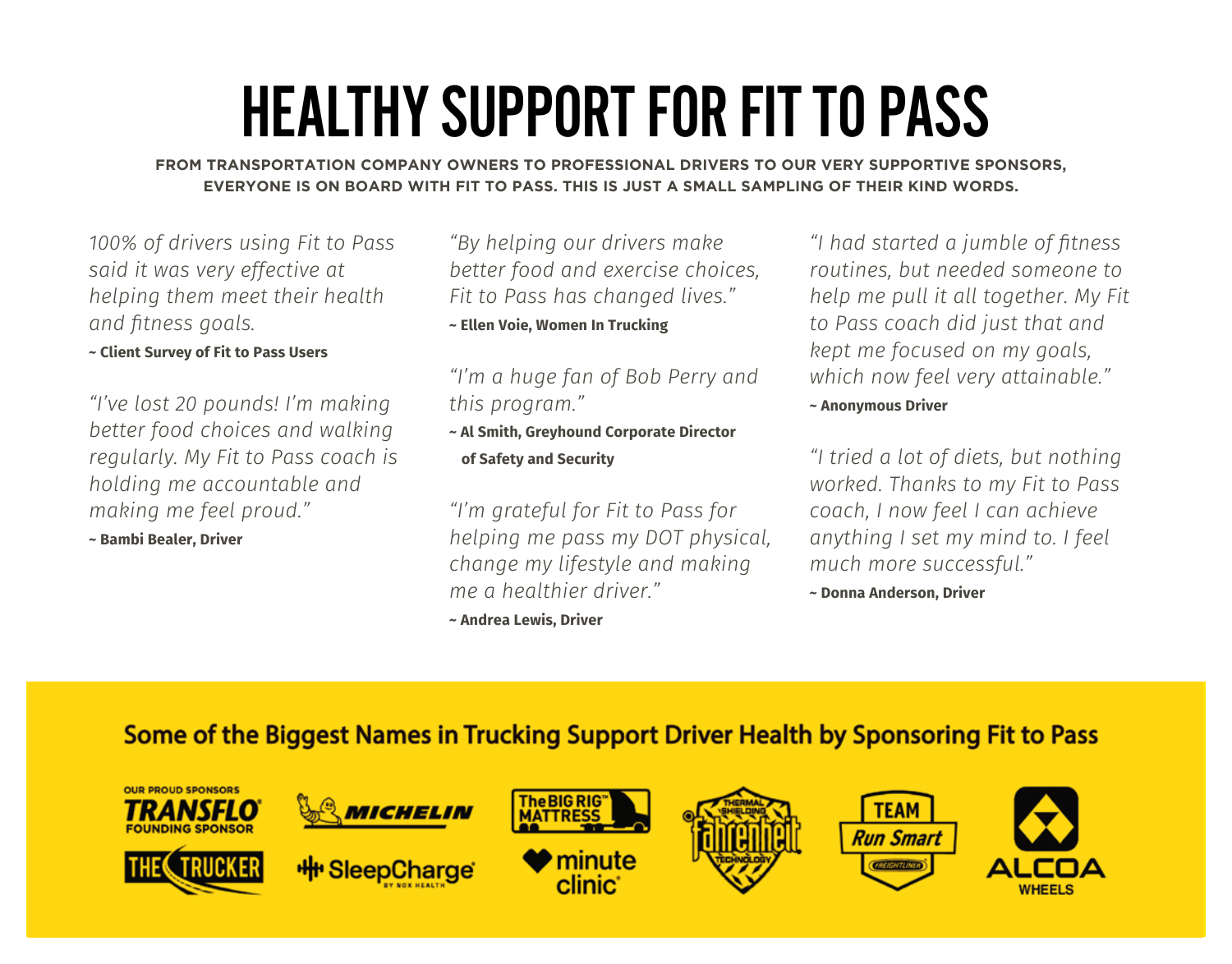# HEALTHY SUPPORT FOR FIT TO PASS

**FROM TRANSPORTATION COMPANY OWNERS TO PROFESSIONAL DRIVERS TO OUR VERY SUPPORTIVE SPONSORS, EVERYONE IS ON BOARD WITH FIT TO PASS. THIS IS JUST A SMALL SAMPLING OF THEIR KIND WORDS.**

*100% of drivers using Fit to Pass said it was very effective at helping them meet their health and fitness goals.*

**~ Client Survey of Fit to Pass Users**

*"I've lost 20 pounds! I'm making better food choices and walking regularly. My Fit to Pass coach is holding me accountable and making me feel proud."*

**~ Bambi Bealer, Driver**

*"By helping our drivers make better food and exercise choices, Fit to Pass has changed lives."*

**~ Ellen Voie, Women In Trucking**

*"I'm a huge fan of Bob Perry and this program."*

**~ Al Smith, Greyhound Corporate Director of Safety and Security**

*"I'm grateful for Fit to Pass for helping me pass my DOT physical, change my lifestyle and making me a healthier driver."*

**~ Andrea Lewis, Driver**

*"I had started a jumble of fitness routines, but needed someone to help me pull it all together. My Fit to Pass coach did just that and kept me focused on my goals, which now feel very attainable."*

**~ Anonymous Driver**

*"I tried a lot of diets, but nothing worked. Thanks to my Fit to Pass coach, I now feel I can achieve anything I set my mind to. I feel much more successful."*

**~ Donna Anderson, Driver**

## Some of the Biggest Names in Trucking Support Driver Health by Sponsoring Fit to Pass

OUR PROUD SPONSORS

TRANSFLO FOUNDING SPONSOR

THE TRUCKER

MICHELIN

SleepCharge BY NOX HEALTH

The BIG RIG MATTRESS

minute clinic

Fahrenheit Thermal Shielding Technology

TEAM Run Smart FREIGHTLINER

ALCOA WHEELS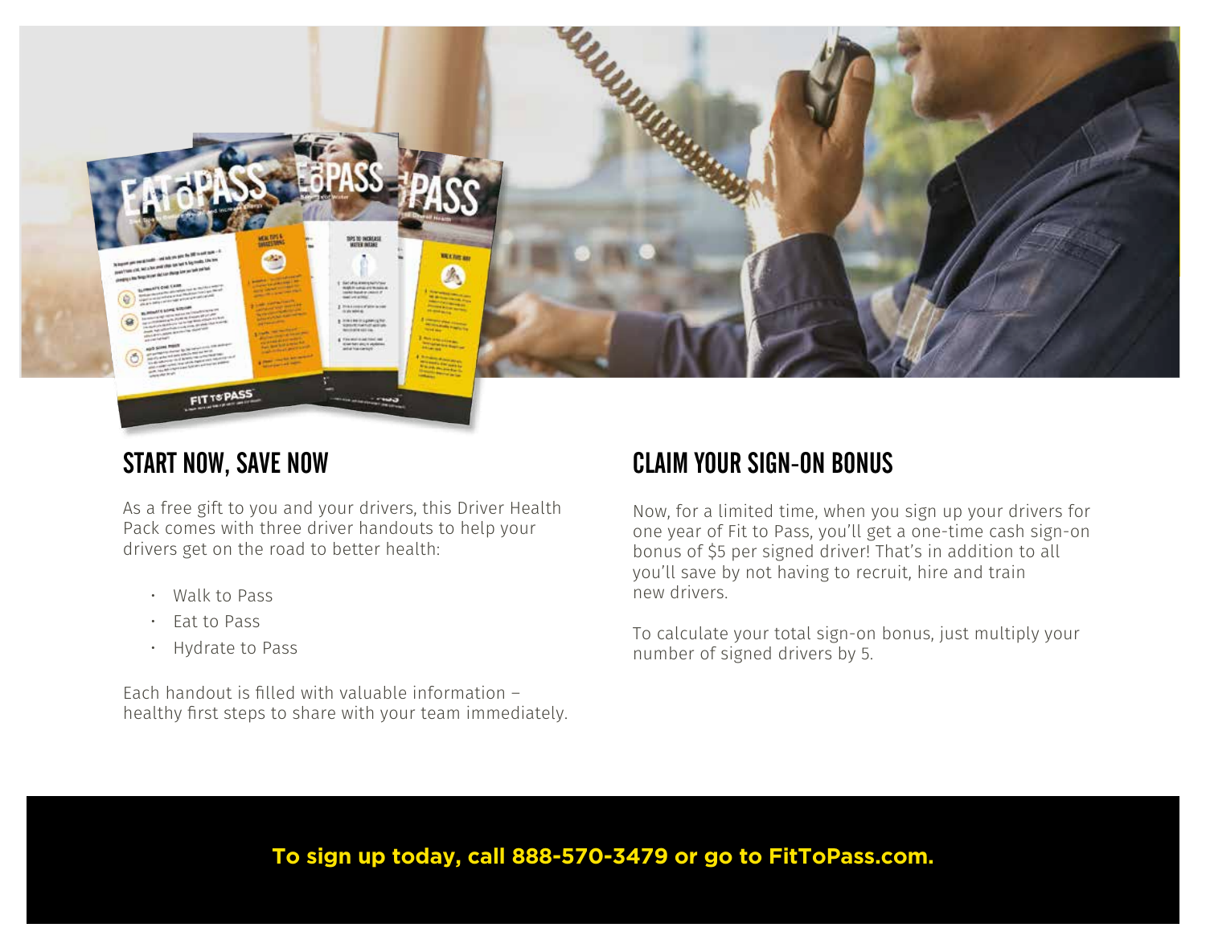## START NOW, SAVE NOW

As a free gift to you and your drivers, this Driver Health Pack comes with three driver handouts to help your drivers get on the road to better health:

- Walk to Pass
- Eat to Pass
- Hydrate to Pass

Each handout is filled with valuable information – healthy first steps to share with your team immediately.

## CLAIM YOUR SIGN-ON BONUS

Now, for a limited time, when you sign up your drivers for one year of Fit to Pass, you'll get a one-time cash sign-on bonus of $5 per signed driver! That's in addition to all you'll save by not having to recruit, hire and train new drivers.

To calculate your total sign-on bonus, just multiply your number of signed drivers by 5.

**To sign up today, call 888-570-3479 or go to FitToPass.com.**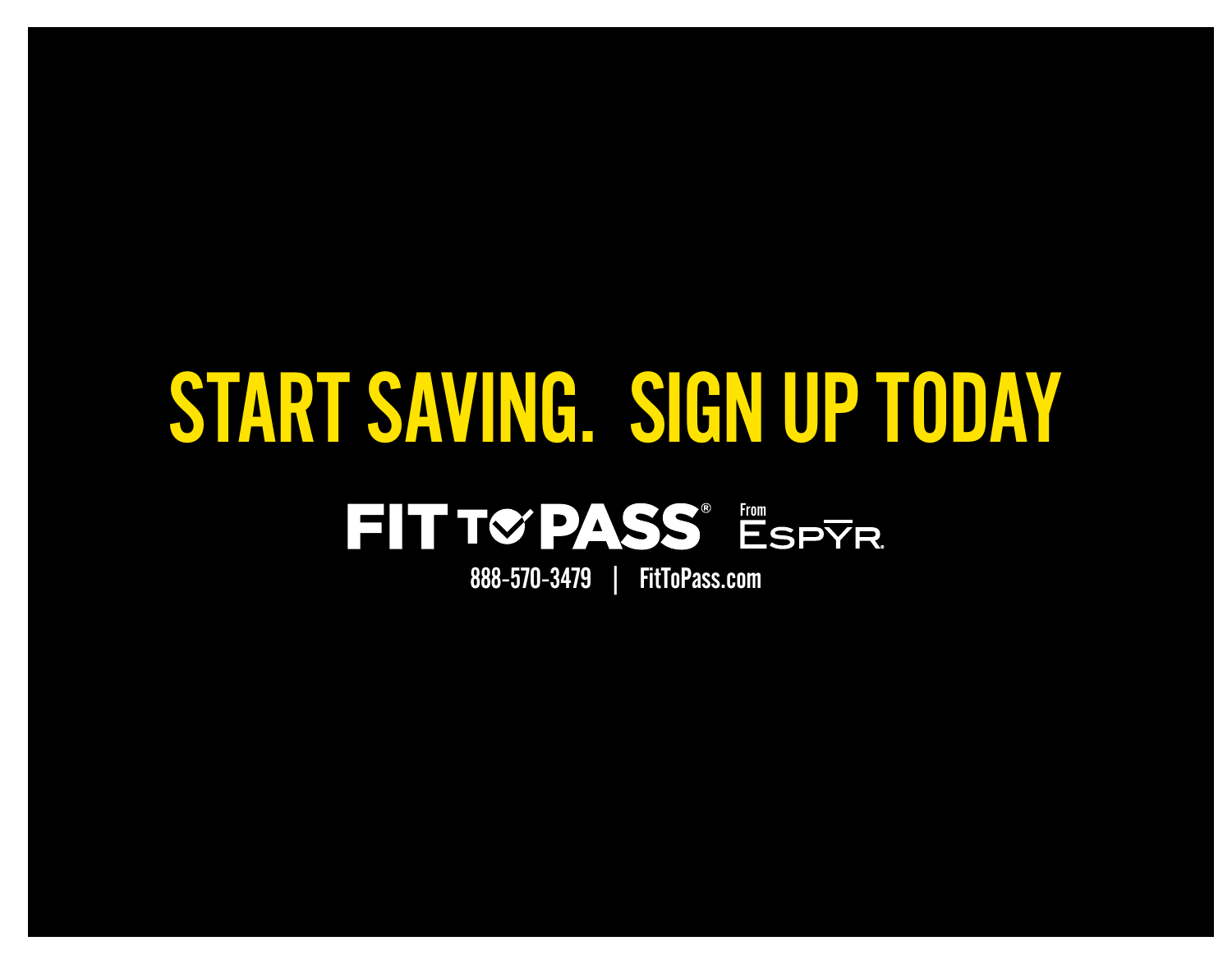# START SAVING. SIGN UP TODAY

**FIT TO PASS®** From ESPYR

888-570-3479 | FitToPass.com